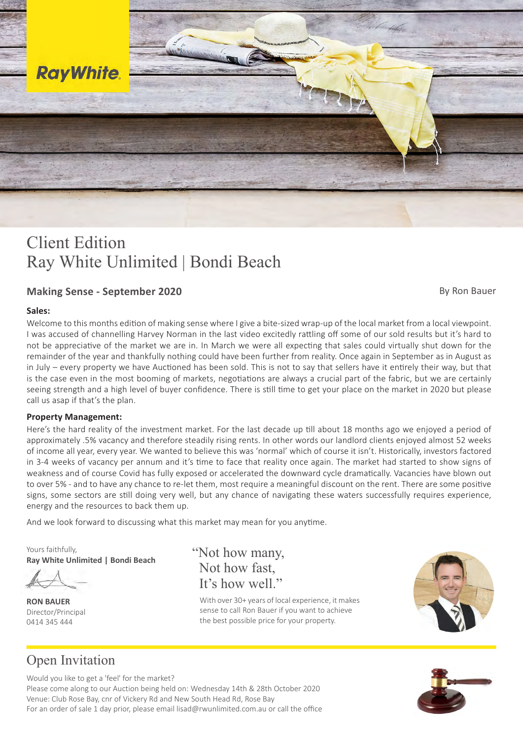RayWhite.

# Client Edition
# Ray White Unlimited | Bondi Beach

## Making Sense - September 2020

By Ron Bauer

### Sales:

Welcome to this months edition of making sense where I give a bite-sized wrap-up of the local market from a local viewpoint. I was accused of channelling Harvey Norman in the last video excitedly rattling off some of our sold results but it's hard to not be appreciative of the market we are in. In March we were all expecting that sales could virtually shut down for the remainder of the year and thankfully nothing could have been further from reality. Once again in September as in August as in July – every property we have Auctioned has been sold. This is not to say that sellers have it entirely their way, but that is the case even in the most booming of markets, negotiations are always a crucial part of the fabric, but we are certainly seeing strength and a high level of buyer confidence. There is still time to get your place on the market in 2020 but please call us asap if that's the plan.

### Property Management:

Here's the hard reality of the investment market. For the last decade up till about 18 months ago we enjoyed a period of approximately .5% vacancy and therefore steadily rising rents. In other words our landlord clients enjoyed almost 52 weeks of income all year, every year. We wanted to believe this was 'normal' which of course it isn't. Historically, investors factored in 3-4 weeks of vacancy per annum and it's time to face that reality once again. The market had started to show signs of weakness and of course Covid has fully exposed or accelerated the downward cycle dramatically. Vacancies have blown out to over 5% - and to have any chance to re-let them, most require a meaningful discount on the rent. There are some positive signs, some sectors are still doing very well, but any chance of navigating these waters successfully requires experience, energy and the resources to back them up.

And we look forward to discussing what this market may mean for you anytime.

Yours faithfully,
**Ray White Unlimited | Bondi Beach**

**RON BAUER**
Director/Principal
0414 345 444

"Not how many,
Not how fast,
It's how well."

With over 30+ years of local experience, it makes sense to call Ron Bauer if you want to achieve the best possible price for your property.

## Open Invitation

Would you like to get a 'feel' for the market?
Please come along to our Auction being held on: Wednesday 14th & 28th October 2020
Venue: Club Rose Bay, cnr of Vickery Rd and New South Head Rd, Rose Bay
For an order of sale 1 day prior, please email lisad@rwunlimited.com.au or call the office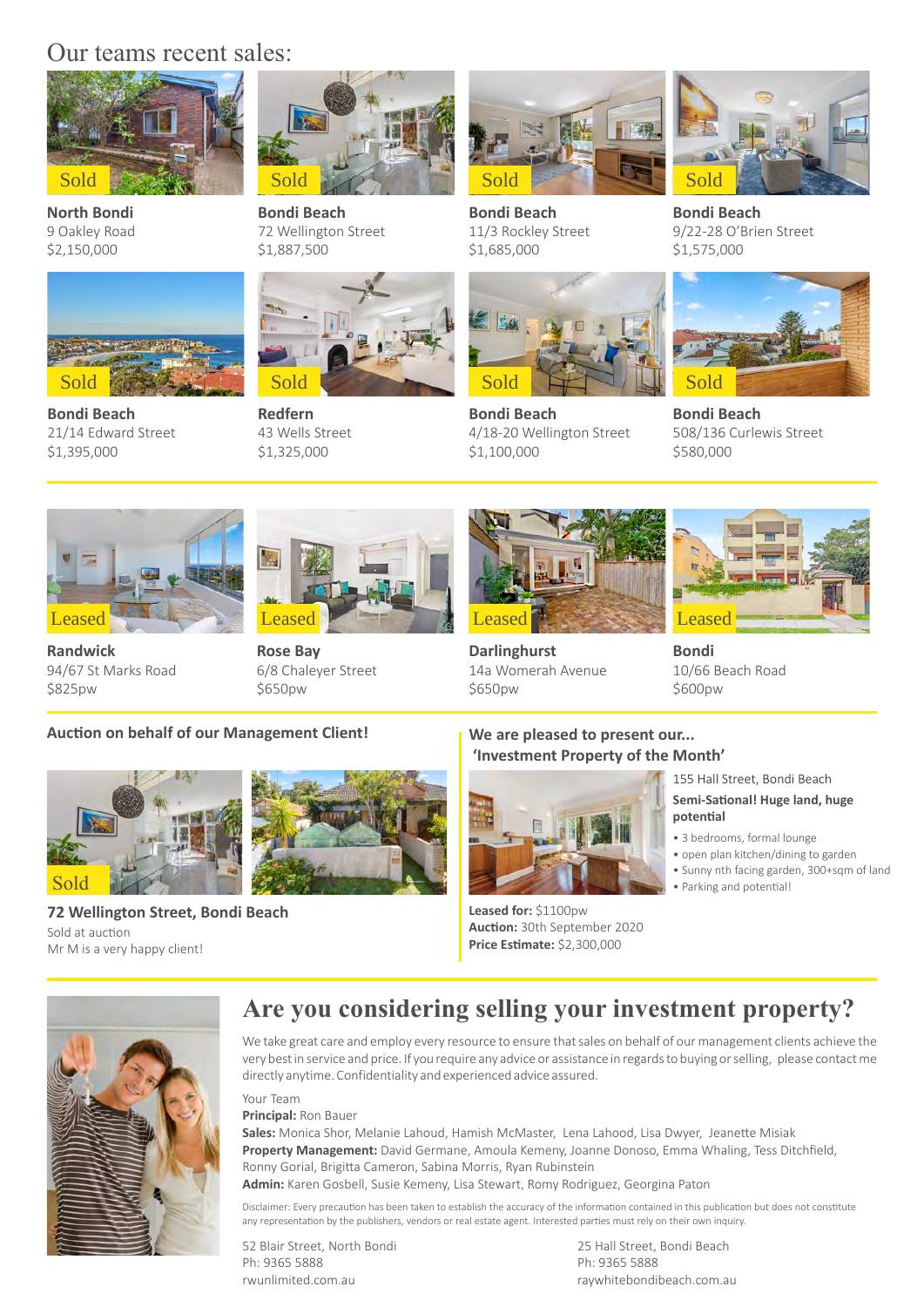## Our teams recent sales:

Sold

**North Bondi**
9 Oakley Road
$2,150,000

Sold

**Bondi Beach**
72 Wellington Street
$1,887,500

Sold

**Bondi Beach**
11/3 Rockley Street
$1,685,000

Sold

**Bondi Beach**
9/22-28 O'Brien Street
$1,575,000

Sold

**Bondi Beach**
21/14 Edward Street
$1,395,000

Sold

**Redfern**
43 Wells Street
$1,325,000

Sold

**Bondi Beach**
4/18-20 Wellington Street
$1,100,000

Sold

**Bondi Beach**
508/136 Curlewis Street
$580,000

Leased

**Randwick**
94/67 St Marks Road
$825pw

Leased

**Rose Bay**
6/8 Chaleyer Street
$650pw

Leased

**Darlinghurst**
14a Womerah Avenue
$650pw

Leased

**Bondi**
10/66 Beach Road
$600pw

**Auction on behalf of our Management Client!**

Sold

**72 Wellington Street, Bondi Beach**
Sold at auction
Mr M is a very happy client!

**We are pleased to present our...**
**'Investment Property of the Month'**

155 Hall Street, Bondi Beach

**Semi-Sational! Huge land, huge potential**

- 3 bedrooms, formal lounge
- open plan kitchen/dining to garden
- Sunny nth facing garden, 300+sqm of land
- Parking and potential!

**Leased for:** $1100pw
**Auction:** 30th September 2020
**Price Estimate:** $2,300,000

## Are you considering selling your investment property?

We take great care and employ every resource to ensure that sales on behalf of our management clients achieve the very best in service and price. If you require any advice or assistance in regards to buying or selling, please contact me directly anytime. Confidentiality and experienced advice assured.

Your Team
**Principal:** Ron Bauer
**Sales:** Monica Shor, Melanie Lahoud, Hamish McMaster, Lena Lahood, Lisa Dwyer, Jeanette Misiak
**Property Management:** David Germane, Amoula Kemeny, Joanne Donoso, Emma Whaling, Tess Ditchfield, Ronny Gorial, Brigitta Cameron, Sabina Morris, Ryan Rubinstein
**Admin:** Karen Gosbell, Susie Kemeny, Lisa Stewart, Romy Rodriguez, Georgina Paton

Disclaimer: Every precaution has been taken to establish the accuracy of the information contained in this publication but does not constitute any representation by the publishers, vendors or real estate agent. Interested parties must rely on their own inquiry.

52 Blair Street, North Bondi
Ph: 9365 5888
rwunlimited.com.au

25 Hall Street, Bondi Beach
Ph: 9365 5888
raywhitebondibeach.com.au